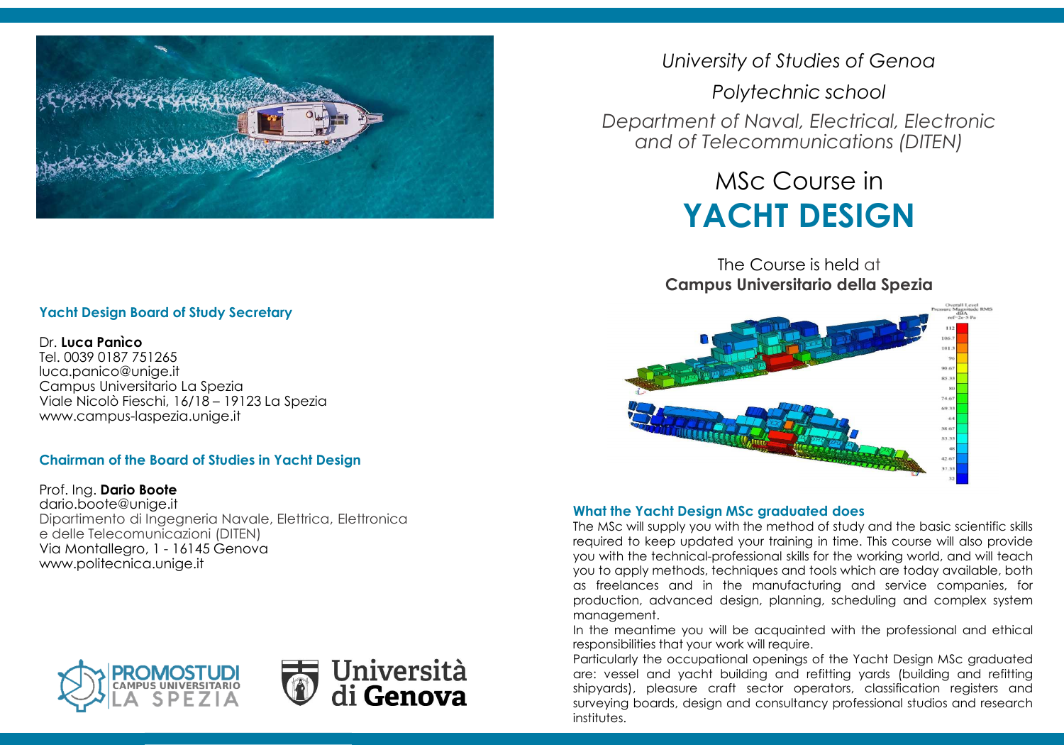*University of Studies of Genoa*

*Polytechnic school*

*Department of Naval, Electrical, Electronic and of Telecommunications (DITEN)*

# MSc Course in YACHT DESIGN

The Course is held at
**Campus Universitario della Spezia**

### What the Yacht Design MSc graduated does

The MSc will supply you with the method of study and the basic scientific skills required to keep updated your training in time. This course will also provide you with the technical-professional skills for the working world, and will teach you to apply methods, techniques and tools which are today available, both as freelances and in the manufacturing and service companies, for production, advanced design, planning, scheduling and complex system management.

In the meantime you will be acquainted with the professional and ethical responsibilities that your work will require.

Particularly the occupational openings of the Yacht Design MSc graduated are: vessel and yacht building and refitting yards (building and refitting shipyards), pleasure craft sector operators, classification registers and surveying boards, design and consultancy professional studios and research institutes.

### Yacht Design Board of Study Secretary

Dr. **Luca Panìco**
Tel. 0039 0187 751265
luca.panico@unige.it
Campus Universitario La Spezia
Viale Nicolò Fieschi, 16/18 – 19123 La Spezia
www.campus-laspezia.unige.it

### Chairman of the Board of Studies in Yacht Design

Prof. Ing. **Dario Boote**
dario.boote@unige.it
Dipartimento di Ingegneria Navale, Elettrica, Elettronica e delle Telecomunicazioni (DITEN)
Via Montallegro, 1 - 16145 Genova
www.politecnica.unige.it

PROMOSTUDI CAMPUS UNIVERSITARIO LA SPEZIA

Università di Genova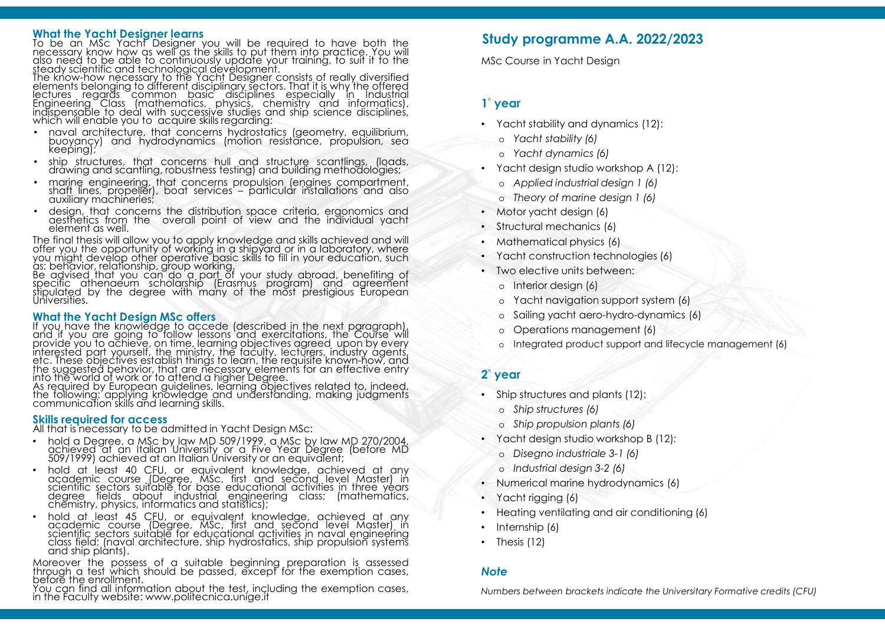## What the Yacht Designer learns

To be an MSc Yacht Designer you will be required to have both the necessary know how as well as the skills to put them into practice. You will also need to be able to continuously update your training, to suit it to the steady scientific and technological development.

The know-how necessary to the Yacht Designer consists of really diversified elements belonging to different disciplinary sectors. That it is why the offered lectures regards common basic disciplines especially in Industrial Engineering Class (mathematics, physics, chemistry and informatics), indispensable to deal with successive studies and ship science disciplines, which will enable you to acquire skills regarding:

- naval architecture, that concerns hydrostatics (geometry, equilibrium, buoyancy) and hydrodynamics (motion resistance, propulsion, sea keeping);
- ship structures, that concerns hull and structure scantlings, (loads, drawing and scantling, robustness testing) and building methodologies;
- marine engineering, that concerns propulsion (engines compartment, shaft lines, propeller), boat services – particular installations and also auxiliary machineries;
- design, that concerns the distribution space criteria, ergonomics and aesthetics from the overall point of view and the individual yacht element as well.

The final thesis will allow you to apply knowledge and skills achieved and will offer you the opportunity of working in a shipyard or in a laboratory, where you might develop other operative basic skills to fill in your education, such as: behavior, relationship, group working.

Be advised that you can do a part of your study abroad, benefiting of specific athenaeum scholarship (Erasmus program) and agreement stipulated by the degree with many of the most prestigious European Universities.

## What the Yacht Design MSc offers

If you have the knowledge to accede (described in the next paragraph), and if you are going to follow lessons and exercitations, the Course will provide you to achieve, on time, learning objectives agreed upon by every interested part yourself, the ministry, the faculty, lecturers, industry agents, etc. These objectives establish things to learn, the requisite known-how, and the suggested behavior, that are necessary elements for an effective entry into the world of work or to attend a higher Degree.

As required by European guidelines, learning objectives related to, indeed, the following: applying knowledge and understanding, making judgments communication skills and learning skills.

## Skills required for access

All that is necessary to be admitted in Yacht Design MSc:

- hold a Degree, a MSc by law MD 509/1999, a MSc by law MD 270/2004, achieved at an Italian University or a Five Year Degree (before MD 509/1999) achieved at an Italian University or an equivalent;
- hold at least 40 CFU, or equivalent knowledge, achieved at any academic course (Degree, MSc, first and second level Master) in scientific sectors suitable for base educational activities in three years degree fields about industrial engineering class; (mathematics, chemistry, physics, informatics and statistics);
- hold at least 45 CFU, or equivalent knowledge, achieved at any academic course (Degree, MSc, first and second level Master) in scientific sectors suitable for educational activities in naval engineering class field; (naval architecture, ship hydrostatics, ship propulsion systems and ship plants).

Moreover the possess of a suitable beginning preparation is assessed through a test which should be passed, except for the exemption cases, before the enrollment.

You can find all information about the test, including the exemption cases, in the Faculty website: www.politecnica.unige.it

# Study programme A.A. 2022/2023

MSc Course in Yacht Design

## 1° year

- Yacht stability and dynamics (12):
  - *Yacht stability (6)*
  - *Yacht dynamics (6)*
- Yacht design studio workshop A (12):
  - *Applied industrial design 1 (6)*
  - *Theory of marine design 1 (6)*
- Motor yacht design (6)
- Structural mechanics (6)
- Mathematical physics (6)
- Yacht construction technologies (6)
- Two elective units between:
  - Interior design (6)
  - Yacht navigation support system (6)
  - Sailing yacht aero-hydro-dynamics (6)
  - Operations management (6)
  - Integrated product support and lifecycle management (6)

## 2° year

- Ship structures and plants (12):
  - *Ship structures (6)*
  - *Ship propulsion plants (6)*
- Yacht design studio workshop B (12):
  - *Disegno industriale 3-1 (6)*
  - *Industrial design 3-2 (6)*
- Numerical marine hydrodynamics (6)
- Yacht rigging (6)
- Heating ventilating and air conditioning (6)
- Internship (6)
- Thesis (12)

### *Note*

*Numbers between brackets indicate the Universitary Formative credits (CFU)*